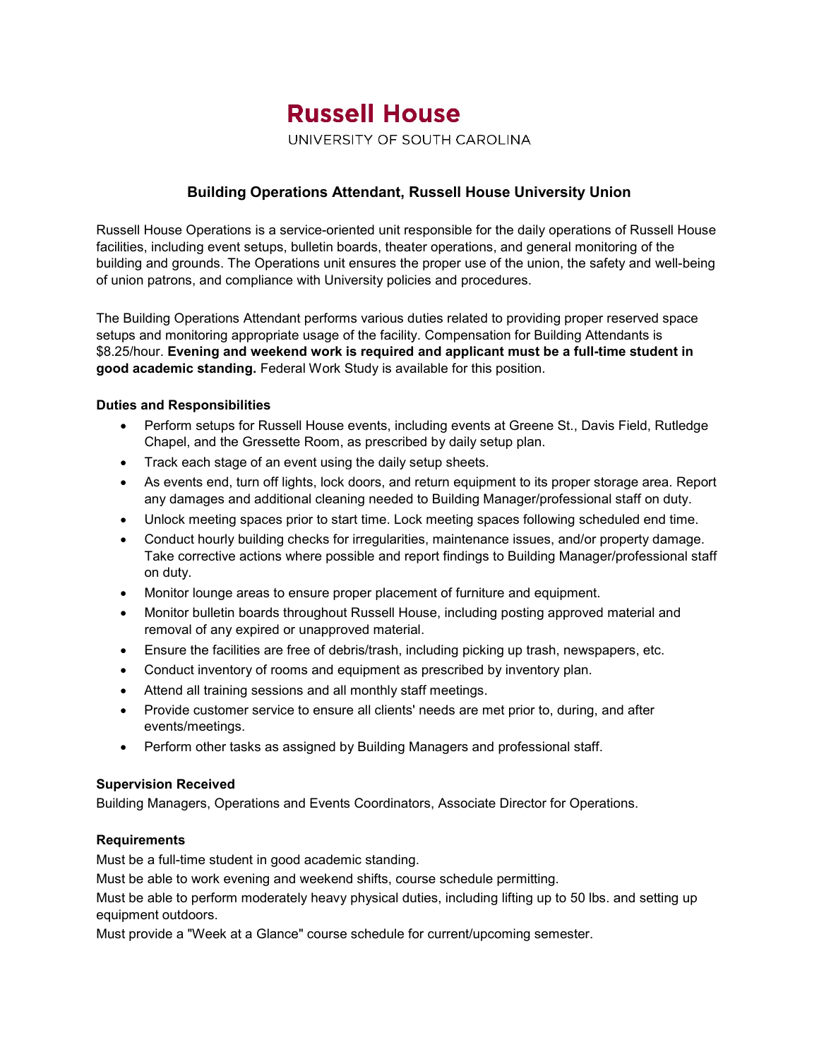# Russell House

UNIVERSITY OF SOUTH CAROLINA

## Building Operations Attendant, Russell House University Union

Russell House Operations is a service-oriented unit responsible for the daily operations of Russell House facilities, including event setups, bulletin boards, theater operations, and general monitoring of the building and grounds. The Operations unit ensures the proper use of the union, the safety and well-being of union patrons, and compliance with University policies and procedures.

The Building Operations Attendant performs various duties related to providing proper reserved space setups and monitoring appropriate usage of the facility. Compensation for Building Attendants is $8.25/hour. **Evening and weekend work is required and applicant must be a full-time student in good academic standing.** Federal Work Study is available for this position.

### Duties and Responsibilities

- Perform setups for Russell House events, including events at Greene St., Davis Field, Rutledge Chapel, and the Gressette Room, as prescribed by daily setup plan.
- Track each stage of an event using the daily setup sheets.
- As events end, turn off lights, lock doors, and return equipment to its proper storage area. Report any damages and additional cleaning needed to Building Manager/professional staff on duty.
- Unlock meeting spaces prior to start time. Lock meeting spaces following scheduled end time.
- Conduct hourly building checks for irregularities, maintenance issues, and/or property damage. Take corrective actions where possible and report findings to Building Manager/professional staff on duty.
- Monitor lounge areas to ensure proper placement of furniture and equipment.
- Monitor bulletin boards throughout Russell House, including posting approved material and removal of any expired or unapproved material.
- Ensure the facilities are free of debris/trash, including picking up trash, newspapers, etc.
- Conduct inventory of rooms and equipment as prescribed by inventory plan.
- Attend all training sessions and all monthly staff meetings.
- Provide customer service to ensure all clients' needs are met prior to, during, and after events/meetings.
- Perform other tasks as assigned by Building Managers and professional staff.

### Supervision Received

Building Managers, Operations and Events Coordinators, Associate Director for Operations.

### Requirements

Must be a full-time student in good academic standing.

Must be able to work evening and weekend shifts, course schedule permitting.

Must be able to perform moderately heavy physical duties, including lifting up to 50 lbs. and setting up equipment outdoors.

Must provide a "Week at a Glance" course schedule for current/upcoming semester.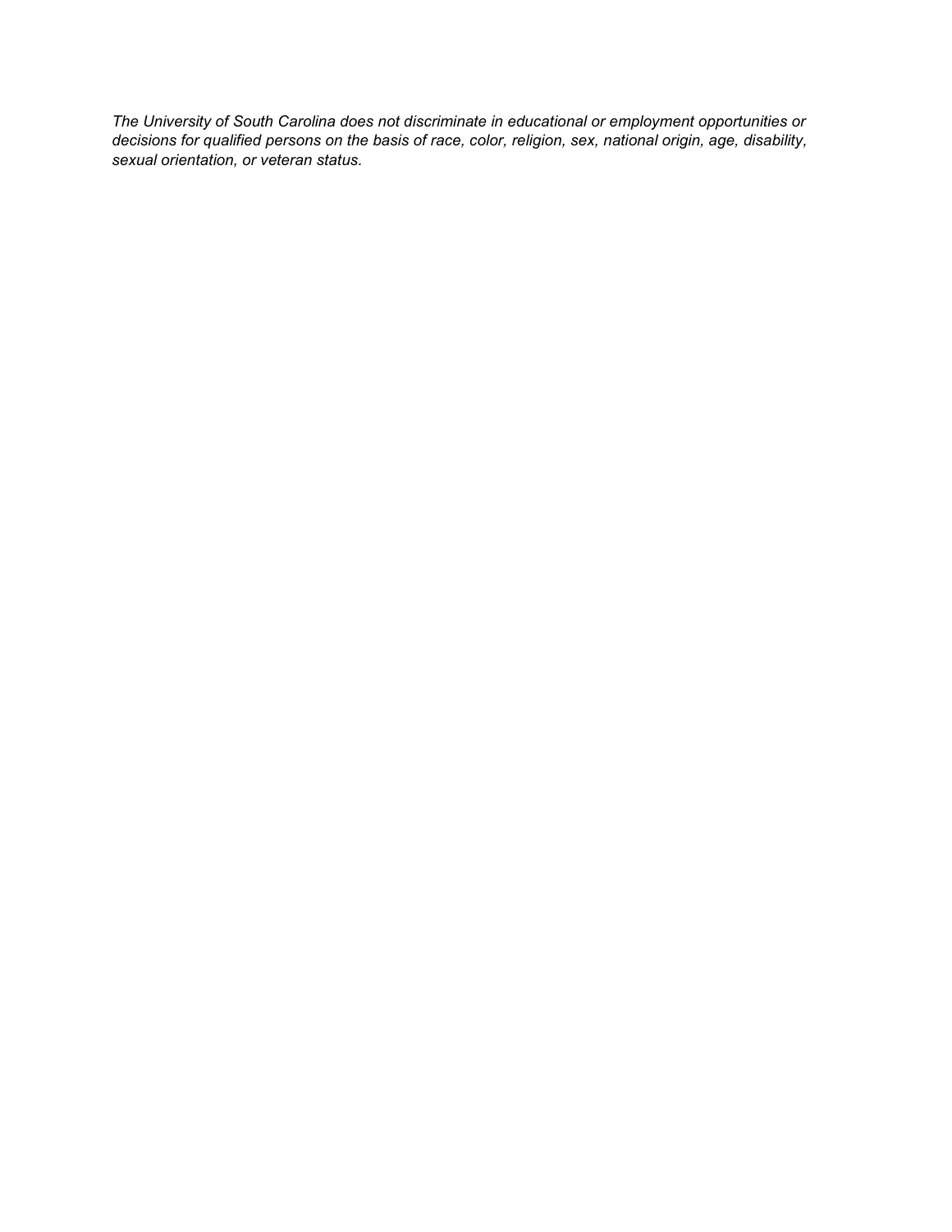*The University of South Carolina does not discriminate in educational or employment opportunities or decisions for qualified persons on the basis of race, color, religion, sex, national origin, age, disability, sexual orientation, or veteran status.*